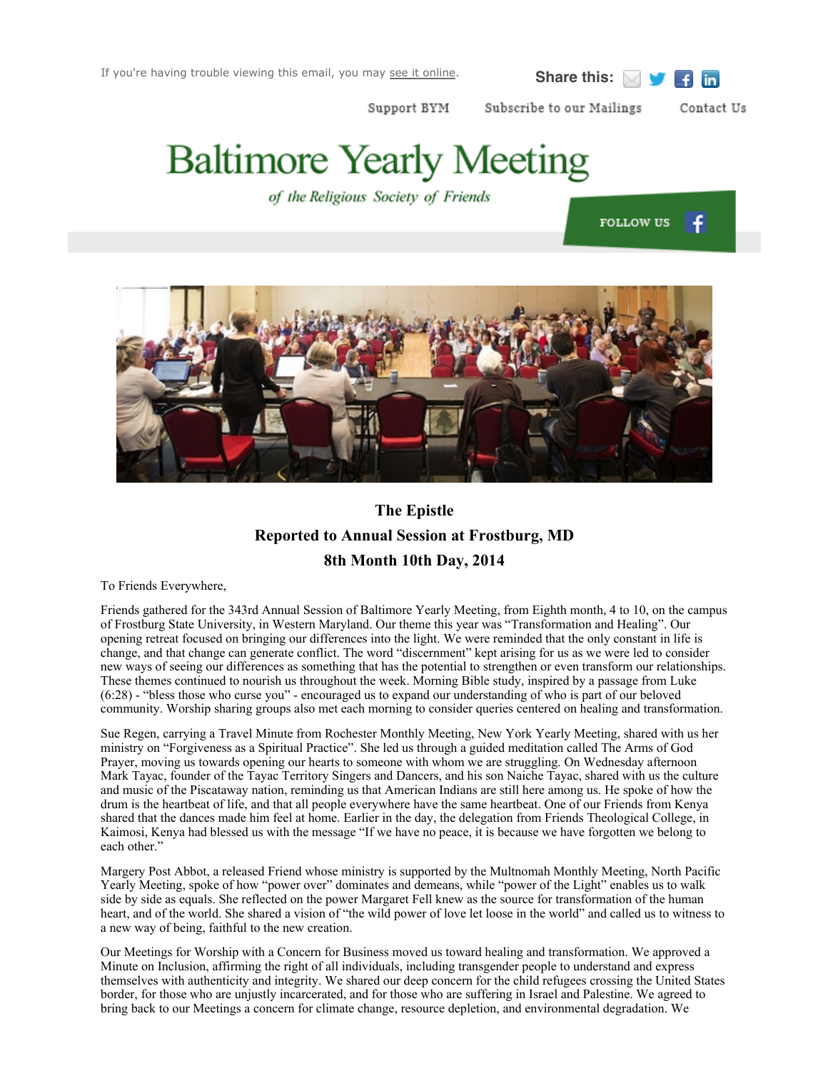If you're having trouble viewing this email, you may see it online.

Share this:

Support BYM    Subscribe to our Mailings    Contact Us

# Baltimore Yearly Meeting

*of the Religious Society of Friends*

FOLLOW US

## The Epistle
## Reported to Annual Session at Frostburg, MD
## 8th Month 10th Day, 2014

To Friends Everywhere,

Friends gathered for the 343rd Annual Session of Baltimore Yearly Meeting, from Eighth month, 4 to 10, on the campus of Frostburg State University, in Western Maryland. Our theme this year was "Transformation and Healing". Our opening retreat focused on bringing our differences into the light. We were reminded that the only constant in life is change, and that change can generate conflict. The word "discernment" kept arising for us as we were led to consider new ways of seeing our differences as something that has the potential to strengthen or even transform our relationships. These themes continued to nourish us throughout the week. Morning Bible study, inspired by a passage from Luke (6:28) - "bless those who curse you" - encouraged us to expand our understanding of who is part of our beloved community. Worship sharing groups also met each morning to consider queries centered on healing and transformation.

Sue Regen, carrying a Travel Minute from Rochester Monthly Meeting, New York Yearly Meeting, shared with us her ministry on "Forgiveness as a Spiritual Practice". She led us through a guided meditation called The Arms of God Prayer, moving us towards opening our hearts to someone with whom we are struggling. On Wednesday afternoon Mark Tayac, founder of the Tayac Territory Singers and Dancers, and his son Naiche Tayac, shared with us the culture and music of the Piscataway nation, reminding us that American Indians are still here among us. He spoke of how the drum is the heartbeat of life, and that all people everywhere have the same heartbeat. One of our Friends from Kenya shared that the dances made him feel at home. Earlier in the day, the delegation from Friends Theological College, in Kaimosi, Kenya had blessed us with the message "If we have no peace, it is because we have forgotten we belong to each other."

Margery Post Abbot, a released Friend whose ministry is supported by the Multnomah Monthly Meeting, North Pacific Yearly Meeting, spoke of how "power over" dominates and demeans, while "power of the Light" enables us to walk side by side as equals. She reflected on the power Margaret Fell knew as the source for transformation of the human heart, and of the world. She shared a vision of "the wild power of love let loose in the world" and called us to witness to a new way of being, faithful to the new creation.

Our Meetings for Worship with a Concern for Business moved us toward healing and transformation. We approved a Minute on Inclusion, affirming the right of all individuals, including transgender people to understand and express themselves with authenticity and integrity. We shared our deep concern for the child refugees crossing the United States border, for those who are unjustly incarcerated, and for those who are suffering in Israel and Palestine. We agreed to bring back to our Meetings a concern for climate change, resource depletion, and environmental degradation. We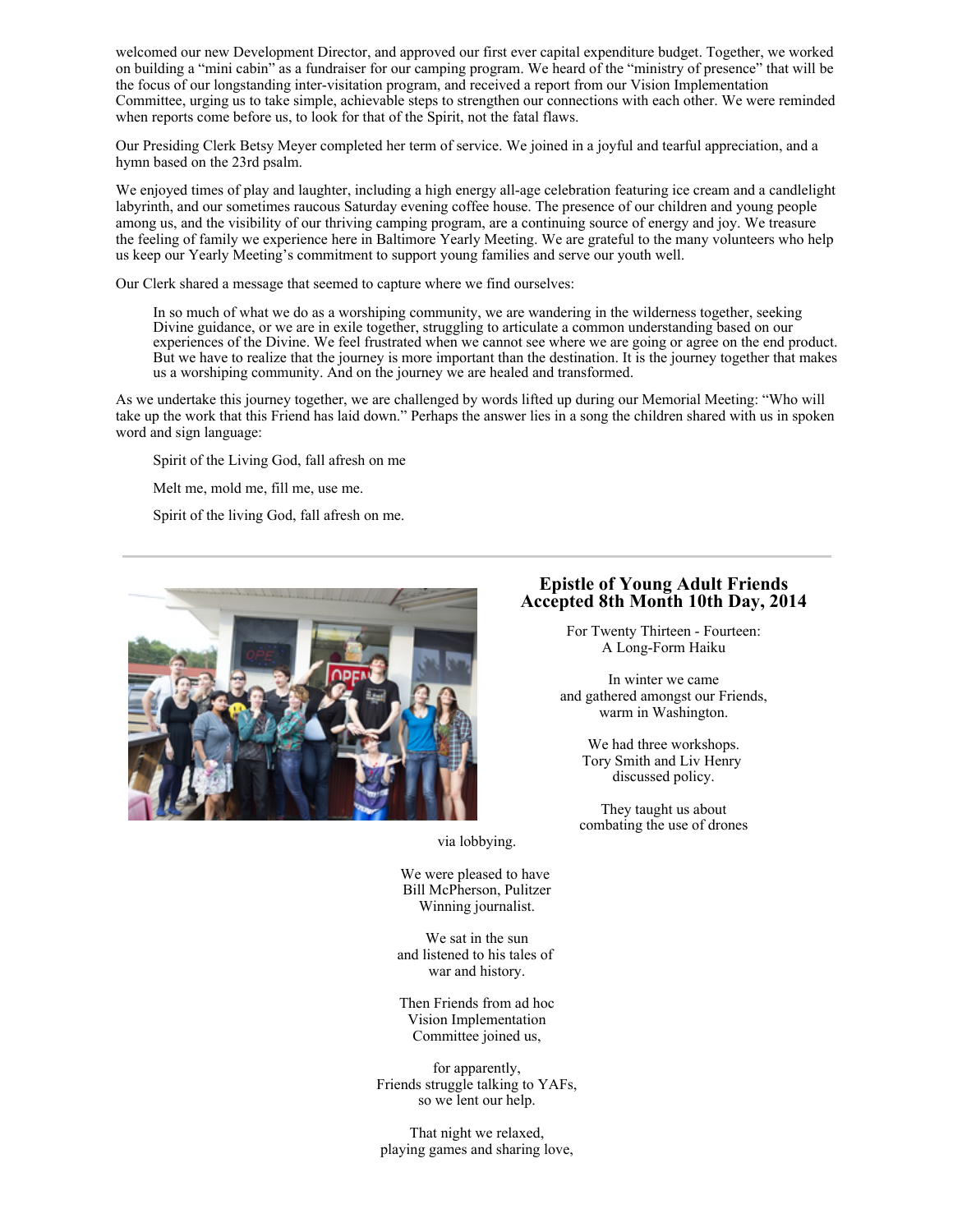welcomed our new Development Director, and approved our first ever capital expenditure budget. Together, we worked on building a "mini cabin" as a fundraiser for our camping program. We heard of the "ministry of presence" that will be the focus of our longstanding inter-visitation program, and received a report from our Vision Implementation Committee, urging us to take simple, achievable steps to strengthen our connections with each other. We were reminded when reports come before us, to look for that of the Spirit, not the fatal flaws.

Our Presiding Clerk Betsy Meyer completed her term of service. We joined in a joyful and tearful appreciation, and a hymn based on the 23rd psalm.

We enjoyed times of play and laughter, including a high energy all-age celebration featuring ice cream and a candlelight labyrinth, and our sometimes raucous Saturday evening coffee house. The presence of our children and young people among us, and the visibility of our thriving camping program, are a continuing source of energy and joy. We treasure the feeling of family we experience here in Baltimore Yearly Meeting. We are grateful to the many volunteers who help us keep our Yearly Meeting's commitment to support young families and serve our youth well.

Our Clerk shared a message that seemed to capture where we find ourselves:

> In so much of what we do as a worshiping community, we are wandering in the wilderness together, seeking Divine guidance, or we are in exile together, struggling to articulate a common understanding based on our experiences of the Divine. We feel frustrated when we cannot see where we are going or agree on the end product. But we have to realize that the journey is more important than the destination. It is the journey together that makes us a worshiping community. And on the journey we are healed and transformed.

As we undertake this journey together, we are challenged by words lifted up during our Memorial Meeting: "Who will take up the work that this Friend has laid down." Perhaps the answer lies in a song the children shared with us in spoken word and sign language:

> Spirit of the Living God, fall afresh on me
>
> Melt me, mold me, fill me, use me.
>
> Spirit of the living God, fall afresh on me.

---

## Epistle of Young Adult Friends Accepted 8th Month 10th Day, 2014

For Twenty Thirteen - Fourteen:
A Long-Form Haiku

In winter we came
and gathered amongst our Friends,
warm in Washington.

We had three workshops.
Tory Smith and Liv Henry
discussed policy.

They taught us about
combating the use of drones
via lobbying.

We were pleased to have
Bill McPherson, Pulitzer
Winning journalist.

We sat in the sun
and listened to his tales of
war and history.

Then Friends from ad hoc
Vision Implementation
Committee joined us,

for apparently,
Friends struggle talking to YAFs,
so we lent our help.

That night we relaxed,
playing games and sharing love,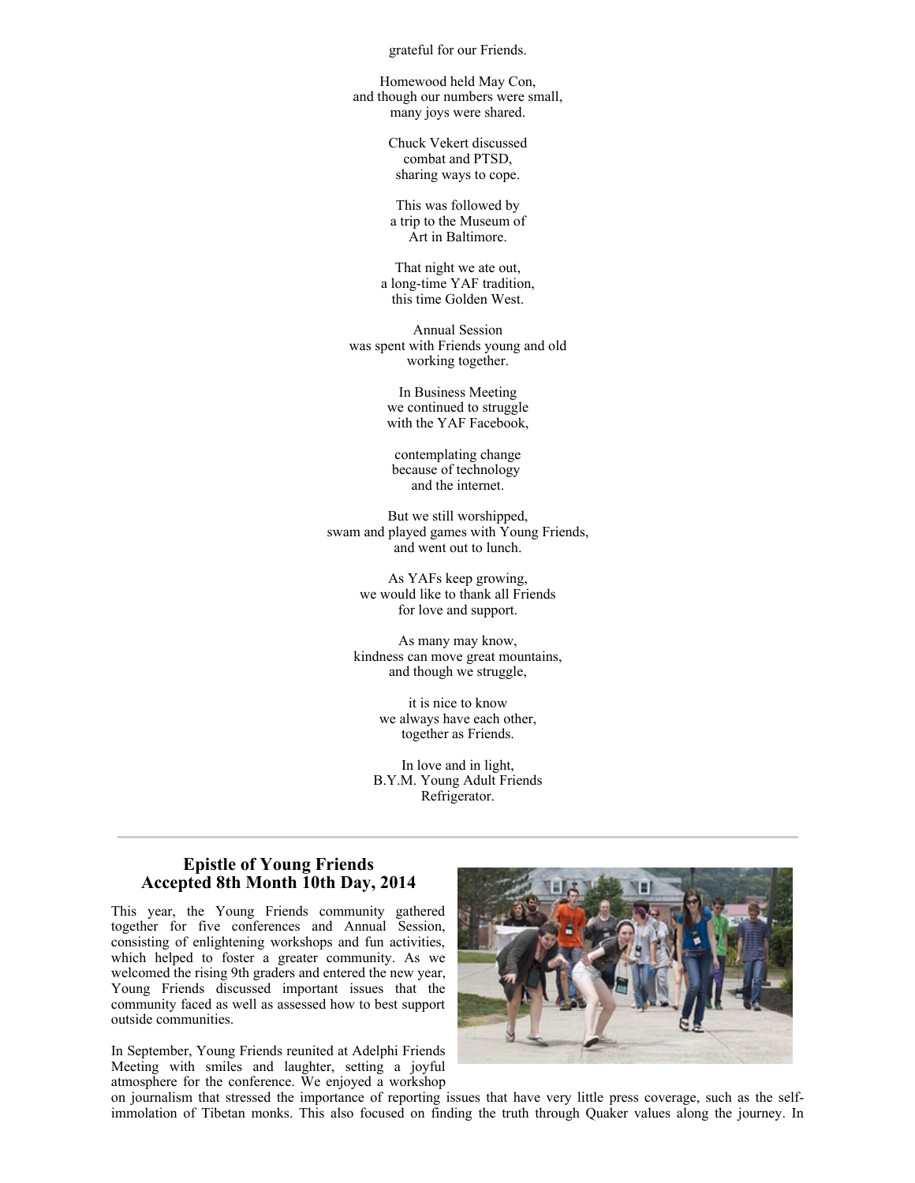grateful for our Friends.

Homewood held May Con,
and though our numbers were small,
many joys were shared.

Chuck Vekert discussed
combat and PTSD,
sharing ways to cope.

This was followed by
a trip to the Museum of
Art in Baltimore.

That night we ate out,
a long-time YAF tradition,
this time Golden West.

Annual Session
was spent with Friends young and old
working together.

In Business Meeting
we continued to struggle
with the YAF Facebook,

contemplating change
because of technology
and the internet.

But we still worshipped,
swam and played games with Young Friends,
and went out to lunch.

As YAFs keep growing,
we would like to thank all Friends
for love and support.

As many may know,
kindness can move great mountains,
and though we struggle,

it is nice to know
we always have each other,
together as Friends.

In love and in light,
B.Y.M. Young Adult Friends
Refrigerator.

---

## Epistle of Young Friends
## Accepted 8th Month 10th Day, 2014

This year, the Young Friends community gathered together for five conferences and Annual Session, consisting of enlightening workshops and fun activities, which helped to foster a greater community. As we welcomed the rising 9th graders and entered the new year, Young Friends discussed important issues that the community faced as well as assessed how to best support outside communities.

In September, Young Friends reunited at Adelphi Friends Meeting with smiles and laughter, setting a joyful atmosphere for the conference. We enjoyed a workshop on journalism that stressed the importance of reporting issues that have very little press coverage, such as the self-immolation of Tibetan monks. This also focused on finding the truth through Quaker values along the journey. In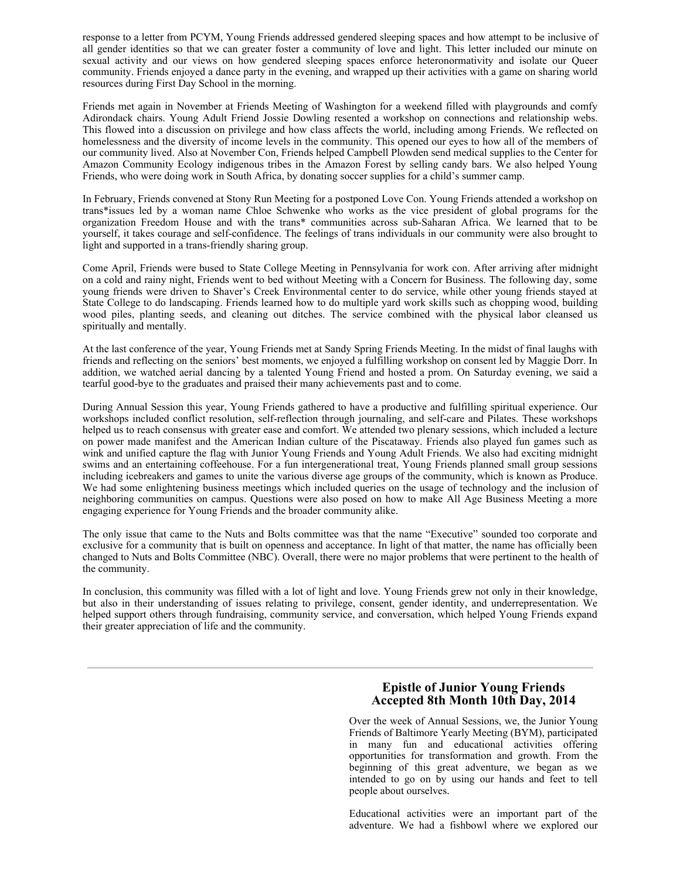response to a letter from PCYM, Young Friends addressed gendered sleeping spaces and how attempt to be inclusive of all gender identities so that we can greater foster a community of love and light. This letter included our minute on sexual activity and our views on how gendered sleeping spaces enforce heteronormativity and isolate our Queer community. Friends enjoyed a dance party in the evening, and wrapped up their activities with a game on sharing world resources during First Day School in the morning.

Friends met again in November at Friends Meeting of Washington for a weekend filled with playgrounds and comfy Adirondack chairs. Young Adult Friend Jossie Dowling resented a workshop on connections and relationship webs. This flowed into a discussion on privilege and how class affects the world, including among Friends. We reflected on homelessness and the diversity of income levels in the community. This opened our eyes to how all of the members of our community lived. Also at November Con, Friends helped Campbell Plowden send medical supplies to the Center for Amazon Community Ecology indigenous tribes in the Amazon Forest by selling candy bars. We also helped Young Friends, who were doing work in South Africa, by donating soccer supplies for a child's summer camp.

In February, Friends convened at Stony Run Meeting for a postponed Love Con. Young Friends attended a workshop on trans*issues led by a woman name Chloe Schwenke who works as the vice president of global programs for the organization Freedom House and with the trans* communities across sub-Saharan Africa. We learned that to be yourself, it takes courage and self-confidence. The feelings of trans individuals in our community were also brought to light and supported in a trans-friendly sharing group.

Come April, Friends were bused to State College Meeting in Pennsylvania for work con. After arriving after midnight on a cold and rainy night, Friends went to bed without Meeting with a Concern for Business. The following day, some young friends were driven to Shaver's Creek Environmental center to do service, while other young friends stayed at State College to do landscaping. Friends learned how to do multiple yard work skills such as chopping wood, building wood piles, planting seeds, and cleaning out ditches. The service combined with the physical labor cleansed us spiritually and mentally.

At the last conference of the year, Young Friends met at Sandy Spring Friends Meeting. In the midst of final laughs with friends and reflecting on the seniors' best moments, we enjoyed a fulfilling workshop on consent led by Maggie Dorr. In addition, we watched aerial dancing by a talented Young Friend and hosted a prom. On Saturday evening, we said a tearful good-bye to the graduates and praised their many achievements past and to come.

During Annual Session this year, Young Friends gathered to have a productive and fulfilling spiritual experience. Our workshops included conflict resolution, self-reflection through journaling, and self-care and Pilates. These workshops helped us to reach consensus with greater ease and comfort. We attended two plenary sessions, which included a lecture on power made manifest and the American Indian culture of the Piscataway. Friends also played fun games such as wink and unified capture the flag with Junior Young Friends and Young Adult Friends. We also had exciting midnight swims and an entertaining coffeehouse. For a fun intergenerational treat, Young Friends planned small group sessions including icebreakers and games to unite the various diverse age groups of the community, which is known as Produce. We had some enlightening business meetings which included queries on the usage of technology and the inclusion of neighboring communities on campus. Questions were also posed on how to make All Age Business Meeting a more engaging experience for Young Friends and the broader community alike.

The only issue that came to the Nuts and Bolts committee was that the name "Executive" sounded too corporate and exclusive for a community that is built on openness and acceptance. In light of that matter, the name has officially been changed to Nuts and Bolts Committee (NBC). Overall, there were no major problems that were pertinent to the health of the community.

In conclusion, this community was filled with a lot of light and love. Young Friends grew not only in their knowledge, but also in their understanding of issues relating to privilege, consent, gender identity, and underrepresentation. We helped support others through fundraising, community service, and conversation, which helped Young Friends expand their greater appreciation of life and the community.

---

## Epistle of Junior Young Friends
## Accepted 8th Month 10th Day, 2014

Over the week of Annual Sessions, we, the Junior Young Friends of Baltimore Yearly Meeting (BYM), participated in many fun and educational activities offering opportunities for transformation and growth. From the beginning of this great adventure, we began as we intended to go on by using our hands and feet to tell people about ourselves.

Educational activities were an important part of the adventure. We had a fishbowl where we explored our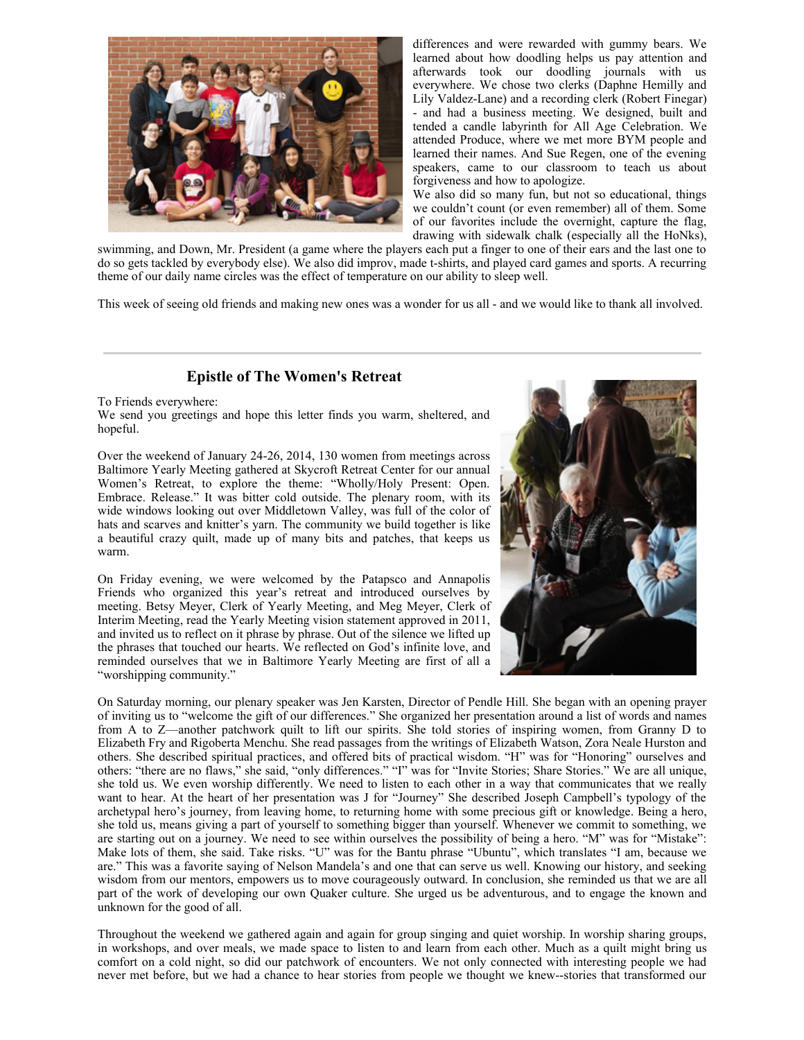differences and were rewarded with gummy bears. We learned about how doodling helps us pay attention and afterwards took our doodling journals with us everywhere. We chose two clerks (Daphne Hemilly and Lily Valdez-Lane) and a recording clerk (Robert Finegar) - and had a business meeting. We designed, built and tended a candle labyrinth for All Age Celebration. We attended Produce, where we met more BYM people and learned their names. And Sue Regen, one of the evening speakers, came to our classroom to teach us about forgiveness and how to apologize.

We also did so many fun, but not so educational, things we couldn't count (or even remember) all of them. Some of our favorites include the overnight, capture the flag, drawing with sidewalk chalk (especially all the HoNks), swimming, and Down, Mr. President (a game where the players each put a finger to one of their ears and the last one to do so gets tackled by everybody else). We also did improv, made t-shirts, and played card games and sports. A recurring theme of our daily name circles was the effect of temperature on our ability to sleep well.

This week of seeing old friends and making new ones was a wonder for us all - and we would like to thank all involved.

---

## Epistle of The Women's Retreat

To Friends everywhere:
We send you greetings and hope this letter finds you warm, sheltered, and hopeful.

Over the weekend of January 24-26, 2014, 130 women from meetings across Baltimore Yearly Meeting gathered at Skycroft Retreat Center for our annual Women's Retreat, to explore the theme: "Wholly/Holy Present: Open. Embrace. Release." It was bitter cold outside. The plenary room, with its wide windows looking out over Middletown Valley, was full of the color of hats and scarves and knitter's yarn. The community we build together is like a beautiful crazy quilt, made up of many bits and patches, that keeps us warm.

On Friday evening, we were welcomed by the Patapsco and Annapolis Friends who organized this year's retreat and introduced ourselves by meeting. Betsy Meyer, Clerk of Yearly Meeting, and Meg Meyer, Clerk of Interim Meeting, read the Yearly Meeting vision statement approved in 2011, and invited us to reflect on it phrase by phrase. Out of the silence we lifted up the phrases that touched our hearts. We reflected on God's infinite love, and reminded ourselves that we in Baltimore Yearly Meeting are first of all a "worshipping community."

On Saturday morning, our plenary speaker was Jen Karsten, Director of Pendle Hill. She began with an opening prayer of inviting us to "welcome the gift of our differences." She organized her presentation around a list of words and names from A to Z—another patchwork quilt to lift our spirits. She told stories of inspiring women, from Granny D to Elizabeth Fry and Rigoberta Menchu. She read passages from the writings of Elizabeth Watson, Zora Neale Hurston and others. She described spiritual practices, and offered bits of practical wisdom. "H" was for "Honoring" ourselves and others: "there are no flaws," she said, "only differences." "I" was for "Invite Stories; Share Stories." We are all unique, she told us. We even worship differently. We need to listen to each other in a way that communicates that we really want to hear. At the heart of her presentation was J for "Journey" She described Joseph Campbell's typology of the archetypal hero's journey, from leaving home, to returning home with some precious gift or knowledge. Being a hero, she told us, means giving a part of yourself to something bigger than yourself. Whenever we commit to something, we are starting out on a journey. We need to see within ourselves the possibility of being a hero. "M" was for "Mistake": Make lots of them, she said. Take risks. "U" was for the Bantu phrase "Ubuntu", which translates "I am, because we are." This was a favorite saying of Nelson Mandela's and one that can serve us well. Knowing our history, and seeking wisdom from our mentors, empowers us to move courageously outward. In conclusion, she reminded us that we are all part of the work of developing our own Quaker culture. She urged us be adventurous, and to engage the known and unknown for the good of all.

Throughout the weekend we gathered again and again for group singing and quiet worship. In worship sharing groups, in workshops, and over meals, we made space to listen to and learn from each other. Much as a quilt might bring us comfort on a cold night, so did our patchwork of encounters. We not only connected with interesting people we had never met before, but we had a chance to hear stories from people we thought we knew--stories that transformed our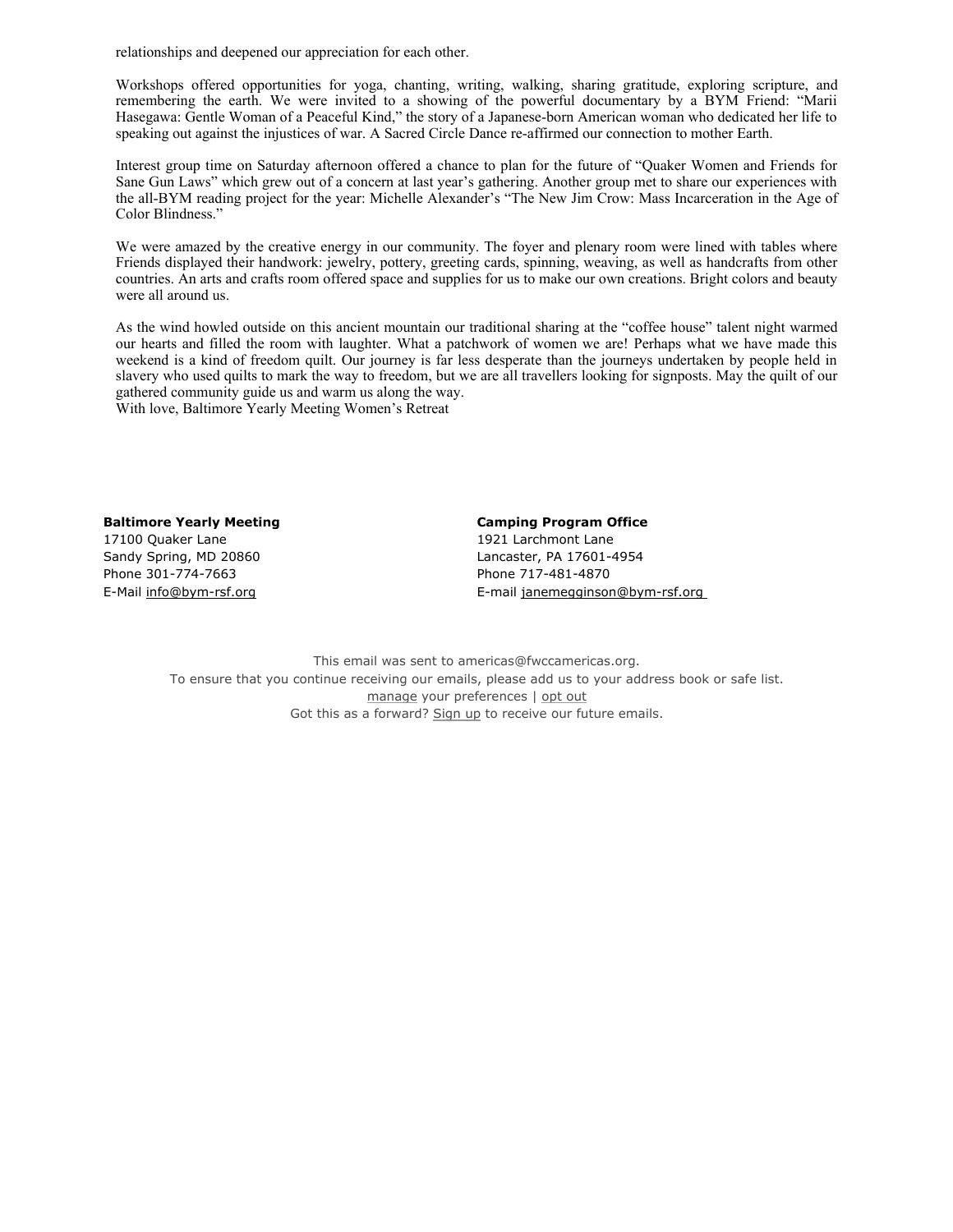relationships and deepened our appreciation for each other.

Workshops offered opportunities for yoga, chanting, writing, walking, sharing gratitude, exploring scripture, and remembering the earth. We were invited to a showing of the powerful documentary by a BYM Friend: "Marii Hasegawa: Gentle Woman of a Peaceful Kind," the story of a Japanese-born American woman who dedicated her life to speaking out against the injustices of war. A Sacred Circle Dance re-affirmed our connection to mother Earth.

Interest group time on Saturday afternoon offered a chance to plan for the future of "Quaker Women and Friends for Sane Gun Laws" which grew out of a concern at last year's gathering. Another group met to share our experiences with the all-BYM reading project for the year: Michelle Alexander's "The New Jim Crow: Mass Incarceration in the Age of Color Blindness."

We were amazed by the creative energy in our community. The foyer and plenary room were lined with tables where Friends displayed their handwork: jewelry, pottery, greeting cards, spinning, weaving, as well as handcrafts from other countries. An arts and crafts room offered space and supplies for us to make our own creations. Bright colors and beauty were all around us.

As the wind howled outside on this ancient mountain our traditional sharing at the "coffee house" talent night warmed our hearts and filled the room with laughter. What a patchwork of women we are! Perhaps what we have made this weekend is a kind of freedom quilt. Our journey is far less desperate than the journeys undertaken by people held in slavery who used quilts to mark the way to freedom, but we are all travellers looking for signposts. May the quilt of our gathered community guide us and warm us along the way.
With love, Baltimore Yearly Meeting Women's Retreat

**Baltimore Yearly Meeting**
17100 Quaker Lane
Sandy Spring, MD 20860
Phone 301-774-7663
E-Mail info@bym-rsf.org

**Camping Program Office**
1921 Larchmont Lane
Lancaster, PA 17601-4954
Phone 717-481-4870
E-mail janemegginson@bym-rsf.org

This email was sent to americas@fwccamericas.org.
To ensure that you continue receiving our emails, please add us to your address book or safe list.
manage your preferences | opt out
Got this as a forward? Sign up to receive our future emails.